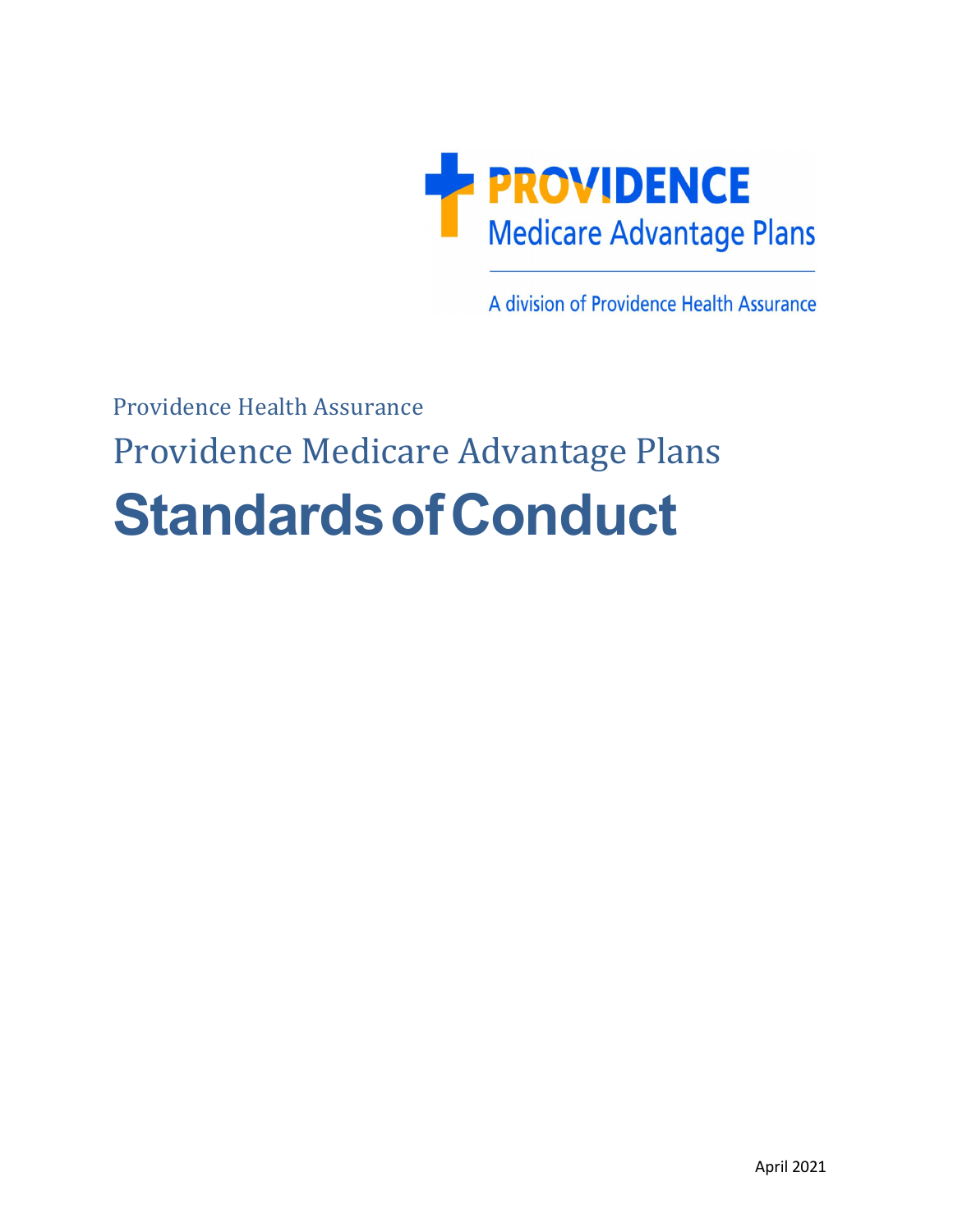PROVIDENCE
Medicare Advantage Plans

A division of Providence Health Assurance

Providence Health Assurance

Providence Medicare Advantage Plans

# Standards of Conduct

April 2021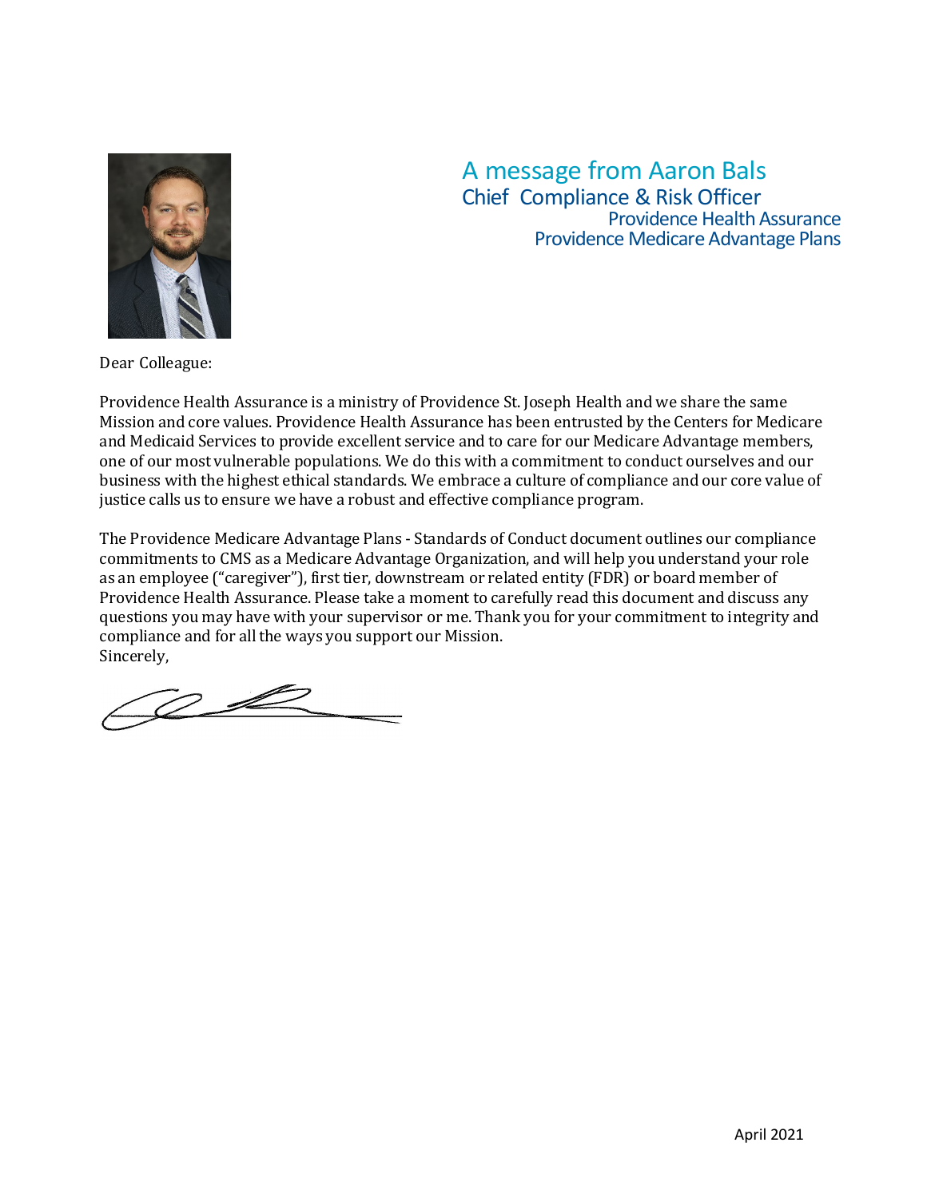## A message from Aaron Bals

### Chief Compliance & Risk Officer

Providence Health Assurance
Providence Medicare Advantage Plans

Dear Colleague:

Providence Health Assurance is a ministry of Providence St. Joseph Health and we share the same Mission and core values. Providence Health Assurance has been entrusted by the Centers for Medicare and Medicaid Services to provide excellent service and to care for our Medicare Advantage members, one of our most vulnerable populations. We do this with a commitment to conduct ourselves and our business with the highest ethical standards. We embrace a culture of compliance and our core value of justice calls us to ensure we have a robust and effective compliance program.

The Providence Medicare Advantage Plans - Standards of Conduct document outlines our compliance commitments to CMS as a Medicare Advantage Organization, and will help you understand your role as an employee ("caregiver"), first tier, downstream or related entity (FDR) or board member of Providence Health Assurance. Please take a moment to carefully read this document and discuss any questions you may have with your supervisor or me. Thank you for your commitment to integrity and compliance and for all the ways you support our Mission.

Sincerely,

April 2021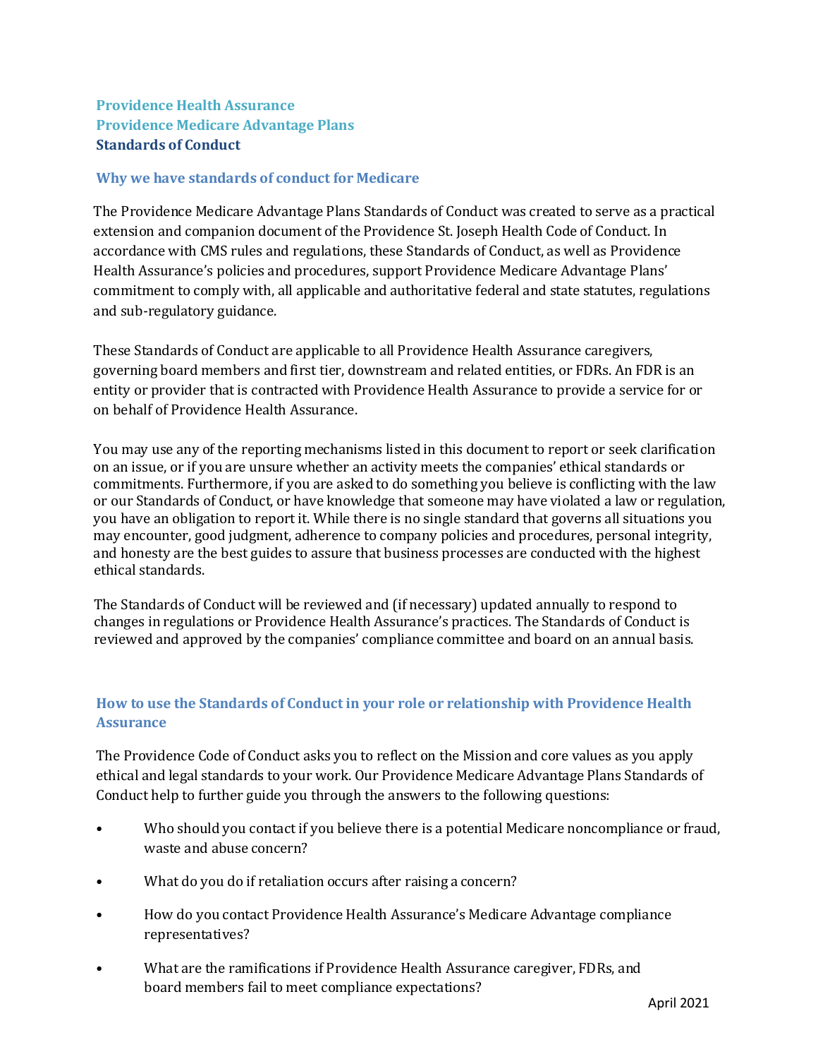**Providence Health Assurance**
**Providence Medicare Advantage Plans**
**Standards of Conduct**

## Why we have standards of conduct for Medicare

The Providence Medicare Advantage Plans Standards of Conduct was created to serve as a practical extension and companion document of the Providence St. Joseph Health Code of Conduct. In accordance with CMS rules and regulations, these Standards of Conduct, as well as Providence Health Assurance's policies and procedures, support Providence Medicare Advantage Plans' commitment to comply with, all applicable and authoritative federal and state statutes, regulations and sub-regulatory guidance.

These Standards of Conduct are applicable to all Providence Health Assurance caregivers, governing board members and first tier, downstream and related entities, or FDRs. An FDR is an entity or provider that is contracted with Providence Health Assurance to provide a service for or on behalf of Providence Health Assurance.

You may use any of the reporting mechanisms listed in this document to report or seek clarification on an issue, or if you are unsure whether an activity meets the companies' ethical standards or commitments. Furthermore, if you are asked to do something you believe is conflicting with the law or our Standards of Conduct, or have knowledge that someone may have violated a law or regulation, you have an obligation to report it. While there is no single standard that governs all situations you may encounter, good judgment, adherence to company policies and procedures, personal integrity, and honesty are the best guides to assure that business processes are conducted with the highest ethical standards.

The Standards of Conduct will be reviewed and (if necessary) updated annually to respond to changes in regulations or Providence Health Assurance's practices. The Standards of Conduct is reviewed and approved by the companies' compliance committee and board on an annual basis.

## How to use the Standards of Conduct in your role or relationship with Providence Health Assurance

The Providence Code of Conduct asks you to reflect on the Mission and core values as you apply ethical and legal standards to your work. Our Providence Medicare Advantage Plans Standards of Conduct help to further guide you through the answers to the following questions:

- Who should you contact if you believe there is a potential Medicare noncompliance or fraud, waste and abuse concern?
- What do you do if retaliation occurs after raising a concern?
- How do you contact Providence Health Assurance's Medicare Advantage compliance representatives?
- What are the ramifications if Providence Health Assurance caregiver, FDRs, and board members fail to meet compliance expectations?

April 2021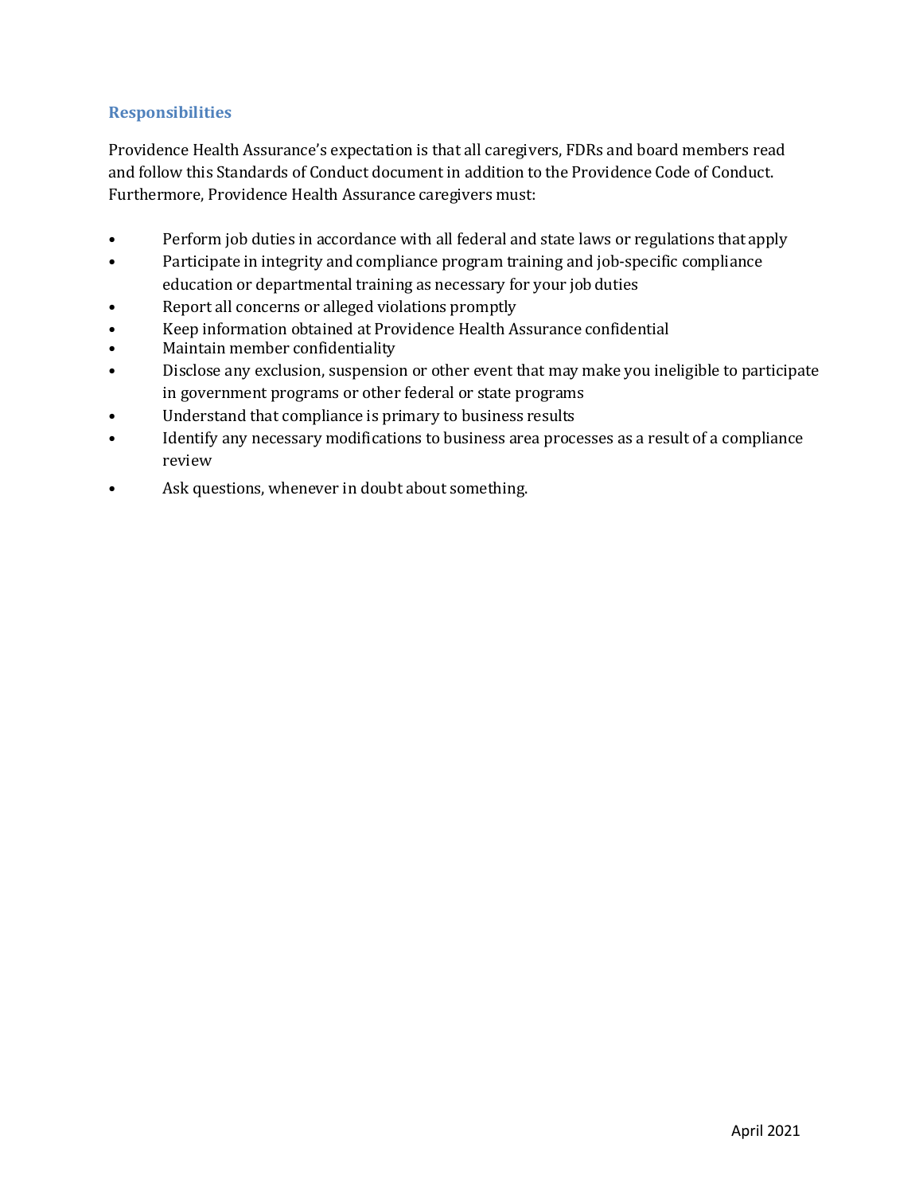## Responsibilities

Providence Health Assurance's expectation is that all caregivers, FDRs and board members read and follow this Standards of Conduct document in addition to the Providence Code of Conduct. Furthermore, Providence Health Assurance caregivers must:

- Perform job duties in accordance with all federal and state laws or regulations that apply
- Participate in integrity and compliance program training and job-specific compliance education or departmental training as necessary for your job duties
- Report all concerns or alleged violations promptly
- Keep information obtained at Providence Health Assurance confidential
- Maintain member confidentiality
- Disclose any exclusion, suspension or other event that may make you ineligible to participate in government programs or other federal or state programs
- Understand that compliance is primary to business results
- Identify any necessary modifications to business area processes as a result of a compliance review
- Ask questions, whenever in doubt about something.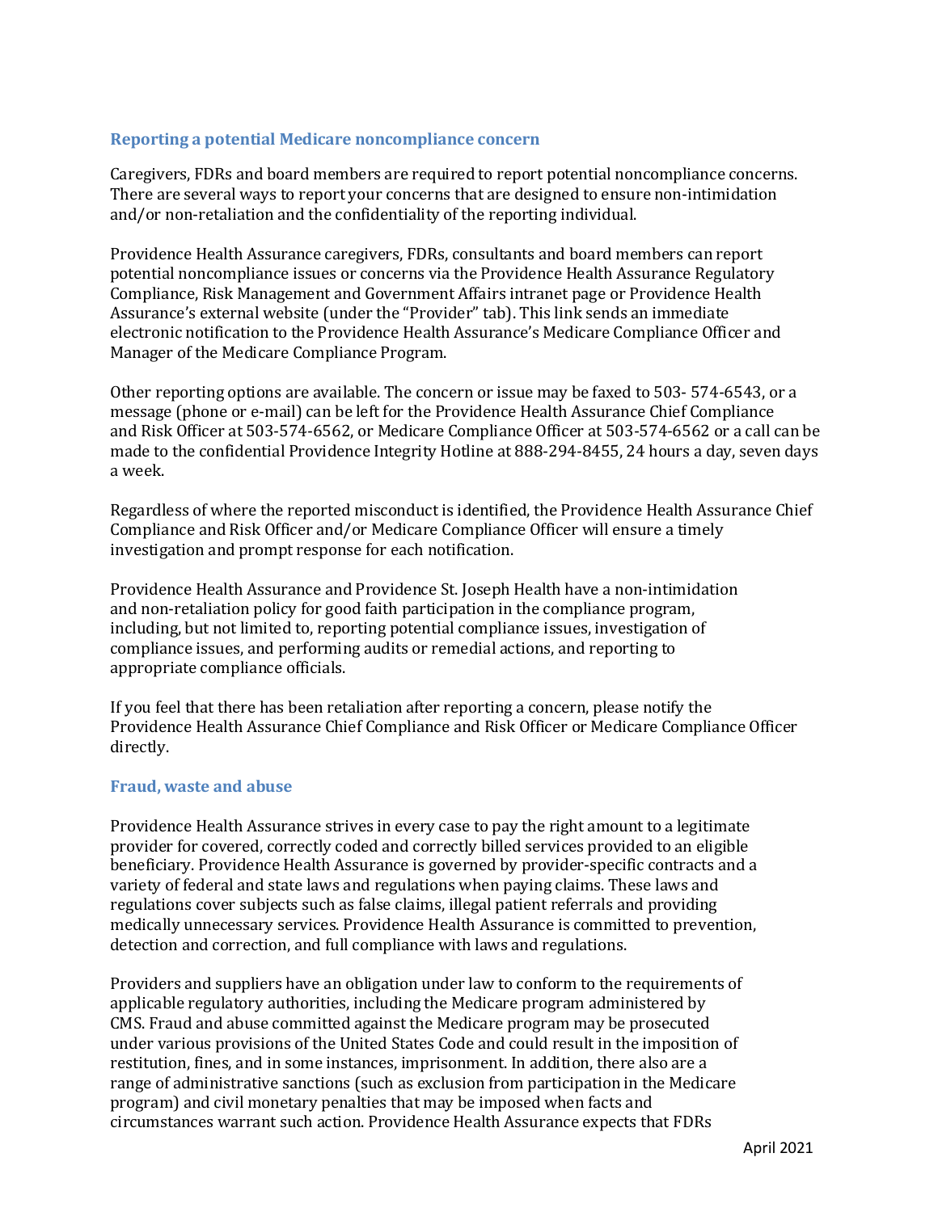## Reporting a potential Medicare noncompliance concern

Caregivers, FDRs and board members are required to report potential noncompliance concerns. There are several ways to report your concerns that are designed to ensure non-intimidation and/or non-retaliation and the confidentiality of the reporting individual.

Providence Health Assurance caregivers, FDRs, consultants and board members can report potential noncompliance issues or concerns via the Providence Health Assurance Regulatory Compliance, Risk Management and Government Affairs intranet page or Providence Health Assurance's external website (under the "Provider" tab). This link sends an immediate electronic notification to the Providence Health Assurance's Medicare Compliance Officer and Manager of the Medicare Compliance Program.

Other reporting options are available. The concern or issue may be faxed to 503- 574-6543, or a message (phone or e-mail) can be left for the Providence Health Assurance Chief Compliance and Risk Officer at 503-574-6562, or Medicare Compliance Officer at 503-574-6562 or a call can be made to the confidential Providence Integrity Hotline at 888-294-8455, 24 hours a day, seven days a week.

Regardless of where the reported misconduct is identified, the Providence Health Assurance Chief Compliance and Risk Officer and/or Medicare Compliance Officer will ensure a timely investigation and prompt response for each notification.

Providence Health Assurance and Providence St. Joseph Health have a non-intimidation and non-retaliation policy for good faith participation in the compliance program, including, but not limited to, reporting potential compliance issues, investigation of compliance issues, and performing audits or remedial actions, and reporting to appropriate compliance officials.

If you feel that there has been retaliation after reporting a concern, please notify the Providence Health Assurance Chief Compliance and Risk Officer or Medicare Compliance Officer directly.

## Fraud, waste and abuse

Providence Health Assurance strives in every case to pay the right amount to a legitimate provider for covered, correctly coded and correctly billed services provided to an eligible beneficiary. Providence Health Assurance is governed by provider-specific contracts and a variety of federal and state laws and regulations when paying claims. These laws and regulations cover subjects such as false claims, illegal patient referrals and providing medically unnecessary services. Providence Health Assurance is committed to prevention, detection and correction, and full compliance with laws and regulations.

Providers and suppliers have an obligation under law to conform to the requirements of applicable regulatory authorities, including the Medicare program administered by CMS. Fraud and abuse committed against the Medicare program may be prosecuted under various provisions of the United States Code and could result in the imposition of restitution, fines, and in some instances, imprisonment. In addition, there also are a range of administrative sanctions (such as exclusion from participation in the Medicare program) and civil monetary penalties that may be imposed when facts and circumstances warrant such action. Providence Health Assurance expects that FDRs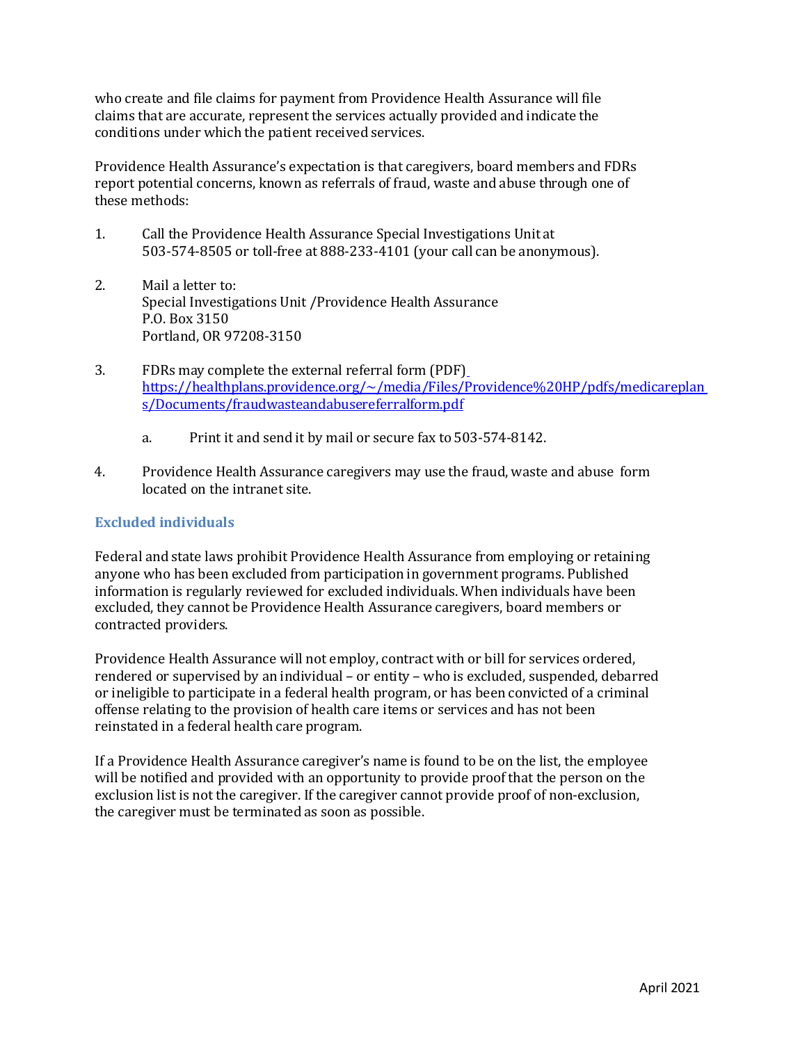who create and file claims for payment from Providence Health Assurance will file claims that are accurate, represent the services actually provided and indicate the conditions under which the patient received services.

Providence Health Assurance's expectation is that caregivers, board members and FDRs report potential concerns, known as referrals of fraud, waste and abuse through one of these methods:

1. Call the Providence Health Assurance Special Investigations Unit at 503-574-8505 or toll-free at 888-233-4101 (your call can be anonymous).
2. Mail a letter to:
   Special Investigations Unit /Providence Health Assurance
   P.O. Box 3150
   Portland, OR 97208-3150
3. FDRs may complete the external referral form (PDF) [https://healthplans.providence.org/~/media/Files/Providence%20HP/pdfs/medicareplans/Documents/fraudwasteandabusereferralform.pdf](https://healthplans.providence.org/~/media/Files/Providence%20HP/pdfs/medicareplans/Documents/fraudwasteandabusereferralform.pdf)
   a. Print it and send it by mail or secure fax to 503-574-8142.
4. Providence Health Assurance caregivers may use the fraud, waste and abuse form located on the intranet site.

### Excluded individuals

Federal and state laws prohibit Providence Health Assurance from employing or retaining anyone who has been excluded from participation in government programs. Published information is regularly reviewed for excluded individuals. When individuals have been excluded, they cannot be Providence Health Assurance caregivers, board members or contracted providers.

Providence Health Assurance will not employ, contract with or bill for services ordered, rendered or supervised by an individual – or entity – who is excluded, suspended, debarred or ineligible to participate in a federal health program, or has been convicted of a criminal offense relating to the provision of health care items or services and has not been reinstated in a federal health care program.

If a Providence Health Assurance caregiver's name is found to be on the list, the employee will be notified and provided with an opportunity to provide proof that the person on the exclusion list is not the caregiver. If the caregiver cannot provide proof of non-exclusion, the caregiver must be terminated as soon as possible.

April 2021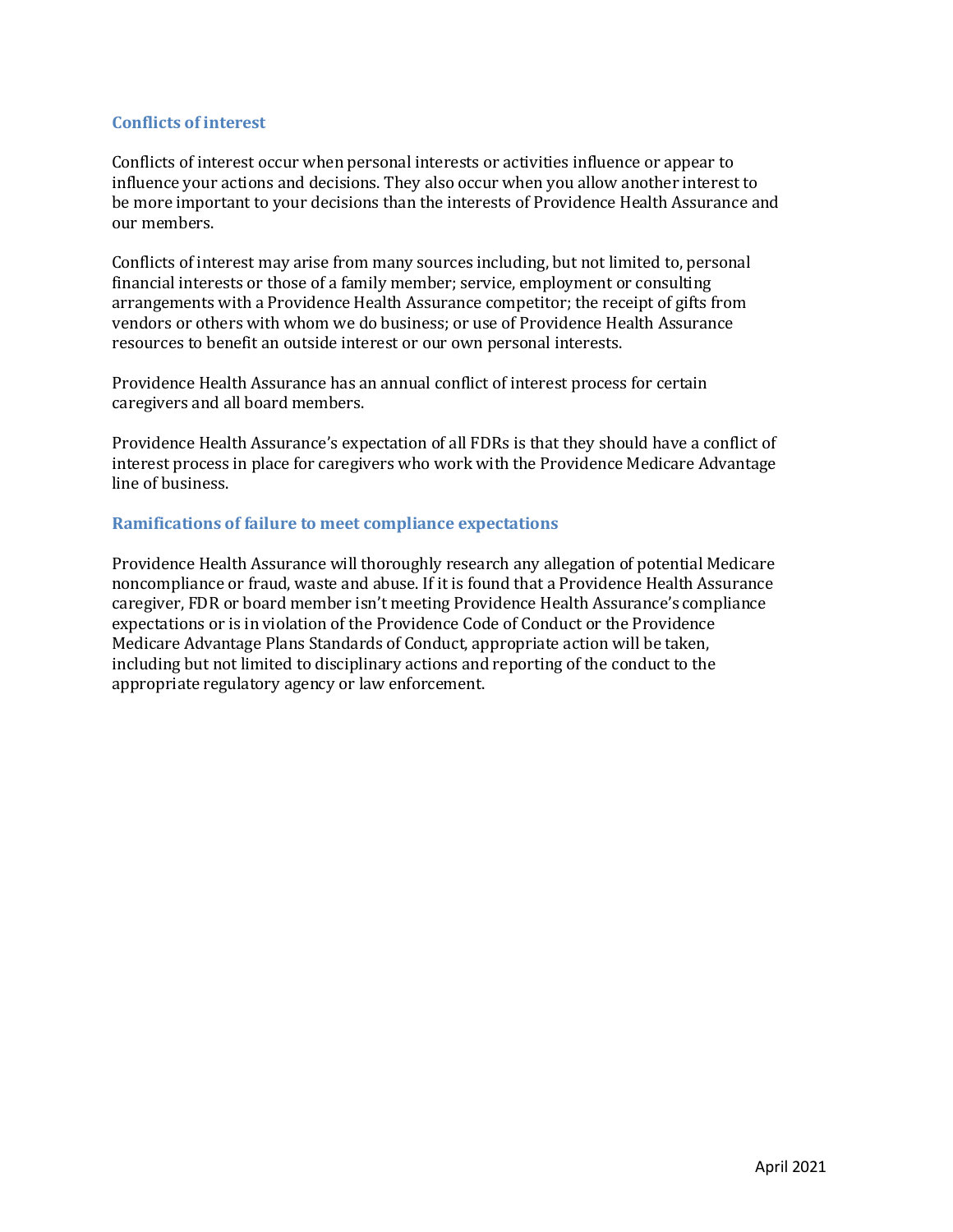### Conflicts of interest

Conflicts of interest occur when personal interests or activities influence or appear to influence your actions and decisions. They also occur when you allow another interest to be more important to your decisions than the interests of Providence Health Assurance and our members.

Conflicts of interest may arise from many sources including, but not limited to, personal financial interests or those of a family member; service, employment or consulting arrangements with a Providence Health Assurance competitor; the receipt of gifts from vendors or others with whom we do business; or use of Providence Health Assurance resources to benefit an outside interest or our own personal interests.

Providence Health Assurance has an annual conflict of interest process for certain caregivers and all board members.

Providence Health Assurance's expectation of all FDRs is that they should have a conflict of interest process in place for caregivers who work with the Providence Medicare Advantage line of business.

### Ramifications of failure to meet compliance expectations

Providence Health Assurance will thoroughly research any allegation of potential Medicare noncompliance or fraud, waste and abuse. If it is found that a Providence Health Assurance caregiver, FDR or board member isn't meeting Providence Health Assurance's compliance expectations or is in violation of the Providence Code of Conduct or the Providence Medicare Advantage Plans Standards of Conduct, appropriate action will be taken, including but not limited to disciplinary actions and reporting of the conduct to the appropriate regulatory agency or law enforcement.

April 2021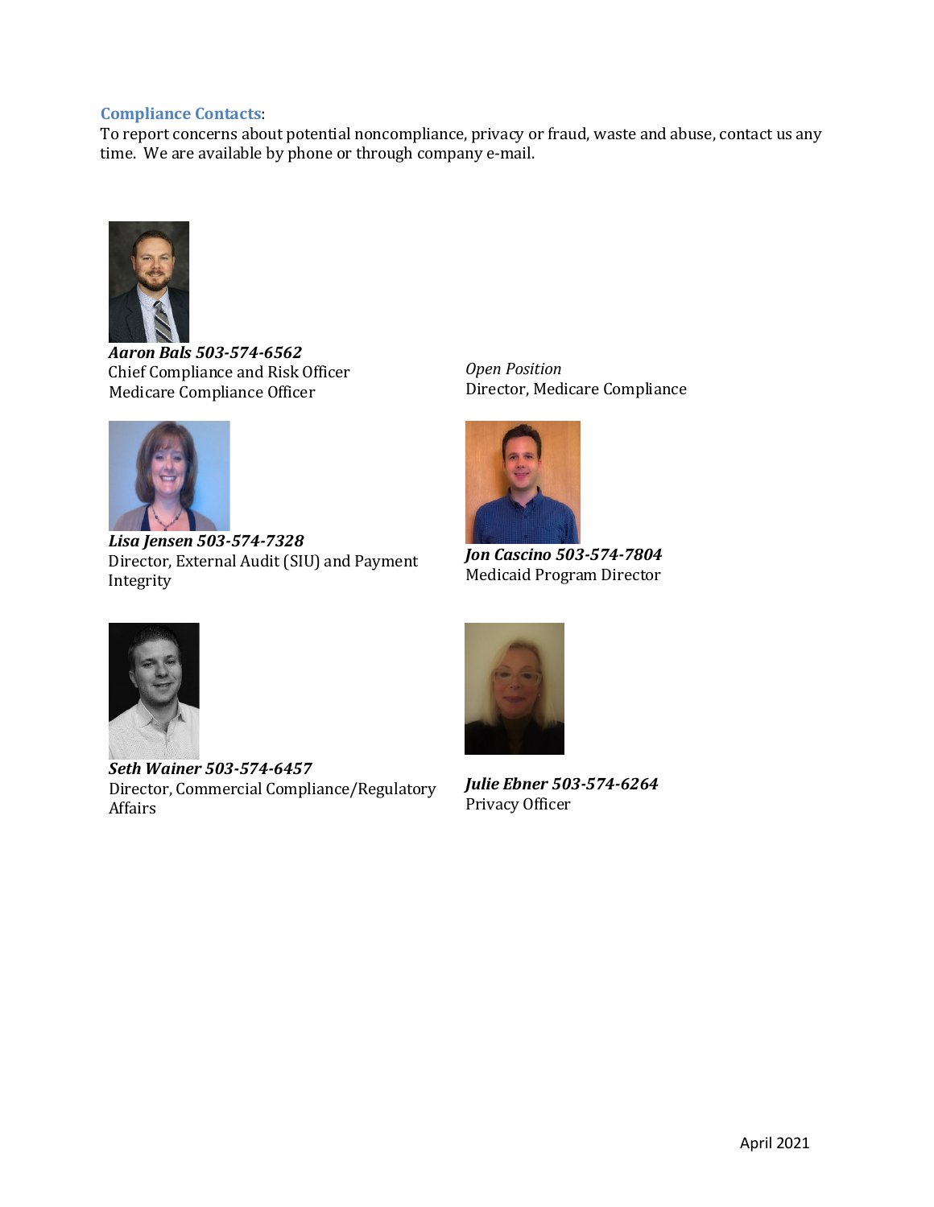**Compliance Contacts**:

To report concerns about potential noncompliance, privacy or fraud, waste and abuse, contact us any time. We are available by phone or through company e-mail.

***Aaron Bals 503-574-6562***
Chief Compliance and Risk Officer
Medicare Compliance Officer

*Open Position*
Director, Medicare Compliance

***Lisa Jensen 503-574-7328***
Director, External Audit (SIU) and Payment Integrity

***Jon Cascino 503-574-7804***
Medicaid Program Director

***Seth Wainer 503-574-6457***
Director, Commercial Compliance/Regulatory Affairs

***Julie Ebner 503-574-6264***
Privacy Officer

April 2021